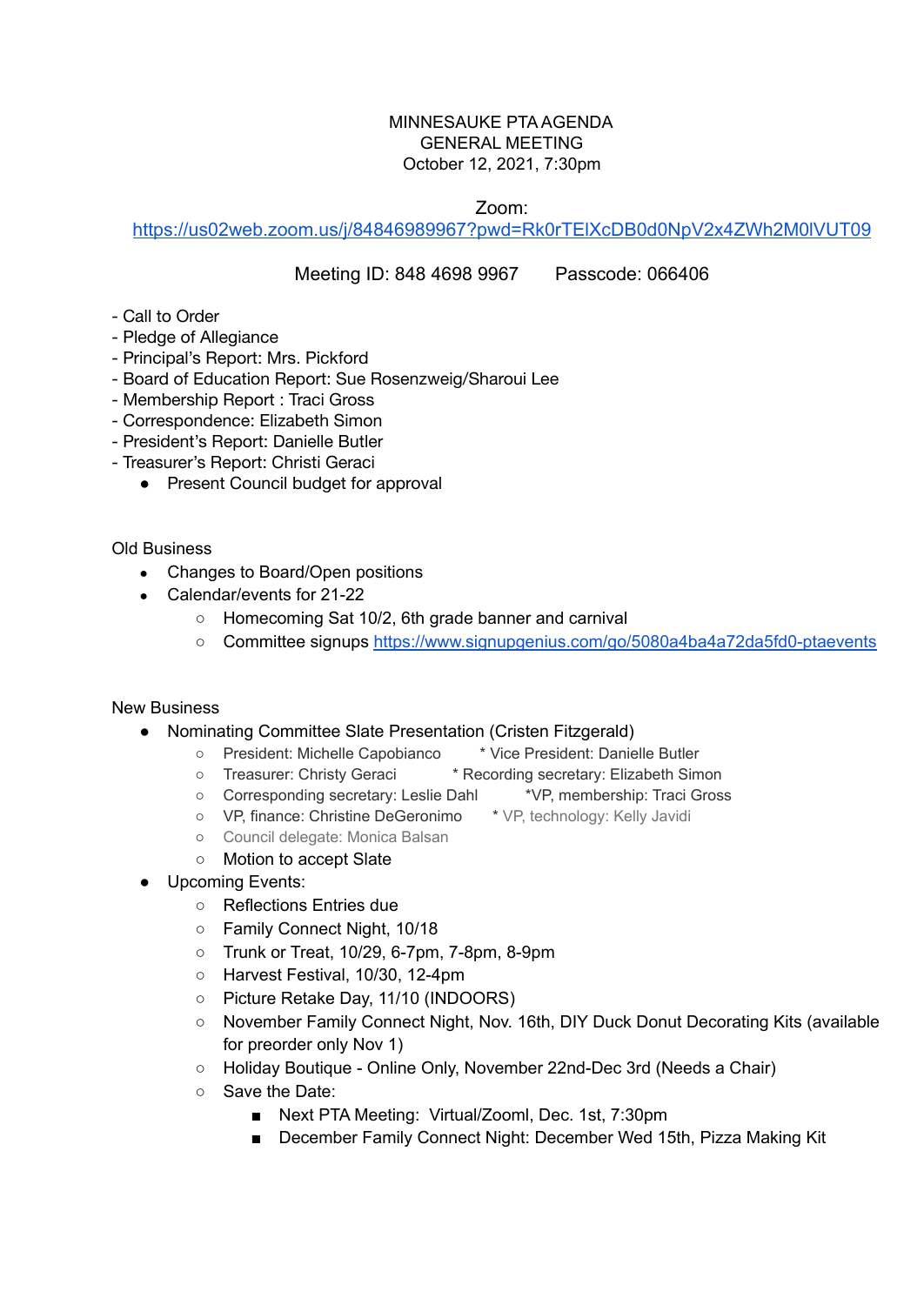MINNESAUKE PTA AGENDA
GENERAL MEETING
October 12, 2021, 7:30pm

Zoom:
https://us02web.zoom.us/j/84846989967?pwd=Rk0rTElXcDB0d0NpV2x4ZWh2M0lVUT09

Meeting ID: 848 4698 9967      Passcode: 066406

- Call to Order
- Pledge of Allegiance
- Principal's Report: Mrs. Pickford
- Board of Education Report: Sue Rosenzweig/Sharoui Lee
- Membership Report : Traci Gross
- Correspondence: Elizabeth Simon
- President's Report: Danielle Butler
- Treasurer's Report: Christi Geraci
  - Present Council budget for approval

Old Business

- Changes to Board/Open positions
- Calendar/events for 21-22
  - Homecoming Sat 10/2, 6th grade banner and carnival
  - Committee signups https://www.signupgenius.com/go/5080a4ba4a72da5fd0-ptaevents

New Business

- Nominating Committee Slate Presentation (Cristen Fitzgerald)
  - President: Michelle Capobianco      * Vice President: Danielle Butler
  - Treasurer: Christy Geraci      * Recording secretary: Elizabeth Simon
  - Corresponding secretary: Leslie Dahl      *VP, membership: Traci Gross
  - VP, finance: Christine DeGeronimo      * VP, technology: Kelly Javidi
  - Council delegate: Monica Balsan
  - Motion to accept Slate
- Upcoming Events:
  - Reflections Entries due
  - Family Connect Night, 10/18
  - Trunk or Treat, 10/29, 6-7pm, 7-8pm, 8-9pm
  - Harvest Festival, 10/30, 12-4pm
  - Picture Retake Day, 11/10 (INDOORS)
  - November Family Connect Night, Nov. 16th, DIY Duck Donut Decorating Kits (available for preorder only Nov 1)
  - Holiday Boutique - Online Only, November 22nd-Dec 3rd (Needs a Chair)
  - Save the Date:
    - Next PTA Meeting: Virtual/Zooml, Dec. 1st, 7:30pm
    - December Family Connect Night: December Wed 15th, Pizza Making Kit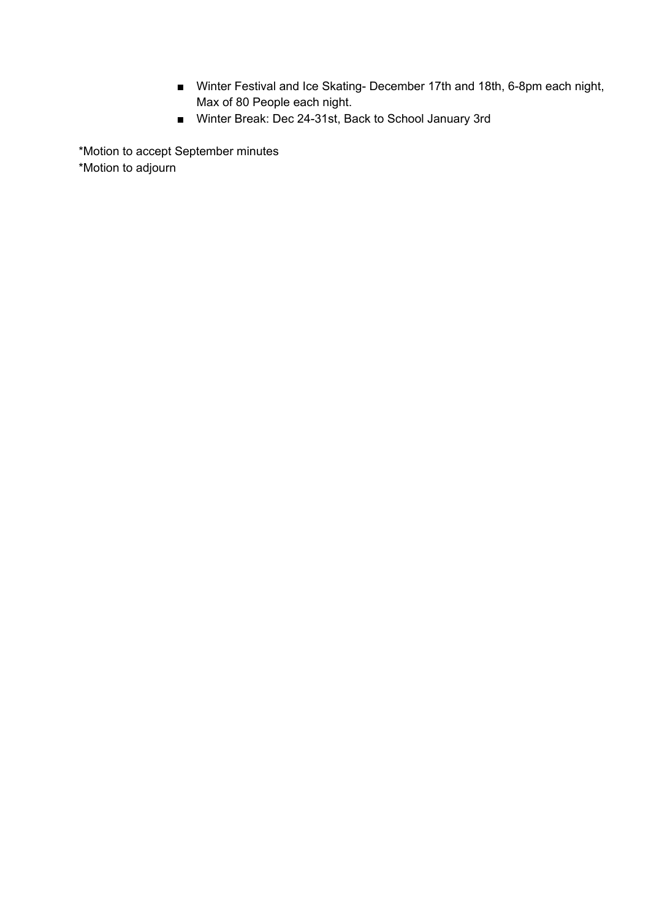- Winter Festival and Ice Skating- December 17th and 18th, 6-8pm each night, Max of 80 People each night.
- Winter Break: Dec 24-31st, Back to School January 3rd

*Motion to accept September minutes
*Motion to adjourn